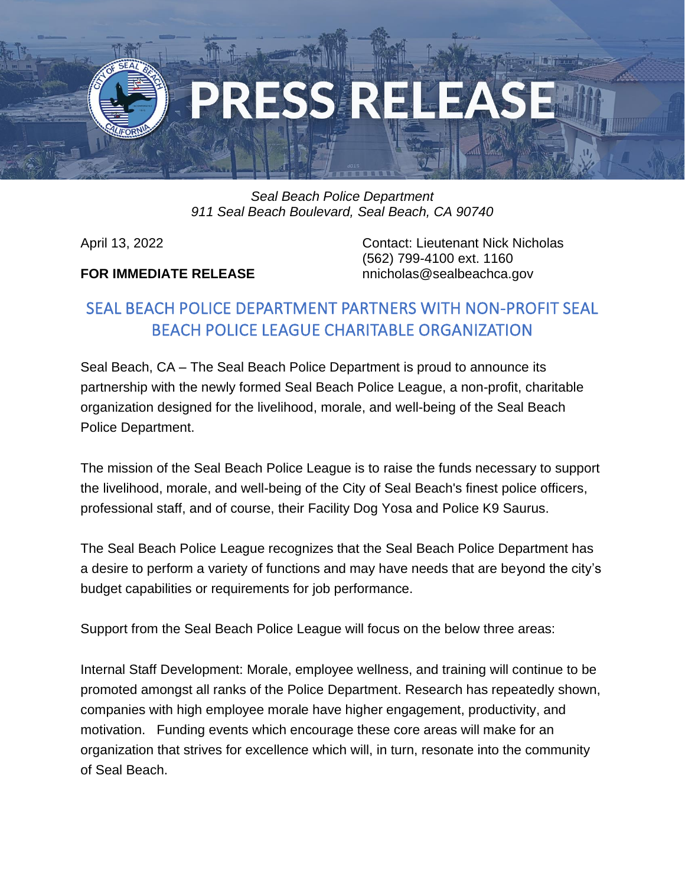# PRESS RELEASE

*Seal Beach Police Department*
*911 Seal Beach Boulevard, Seal Beach, CA 90740*

April 13, 2022

**FOR IMMEDIATE RELEASE**

Contact: Lieutenant Nick Nicholas
(562) 799-4100 ext. 1160
nnicholas@sealbeachca.gov

## SEAL BEACH POLICE DEPARTMENT PARTNERS WITH NON-PROFIT SEAL BEACH POLICE LEAGUE CHARITABLE ORGANIZATION

Seal Beach, CA – The Seal Beach Police Department is proud to announce its partnership with the newly formed Seal Beach Police League, a non-profit, charitable organization designed for the livelihood, morale, and well-being of the Seal Beach Police Department.

The mission of the Seal Beach Police League is to raise the funds necessary to support the livelihood, morale, and well-being of the City of Seal Beach's finest police officers, professional staff, and of course, their Facility Dog Yosa and Police K9 Saurus.

The Seal Beach Police League recognizes that the Seal Beach Police Department has a desire to perform a variety of functions and may have needs that are beyond the city's budget capabilities or requirements for job performance.

Support from the Seal Beach Police League will focus on the below three areas:

Internal Staff Development: Morale, employee wellness, and training will continue to be promoted amongst all ranks of the Police Department. Research has repeatedly shown, companies with high employee morale have higher engagement, productivity, and motivation. Funding events which encourage these core areas will make for an organization that strives for excellence which will, in turn, resonate into the community of Seal Beach.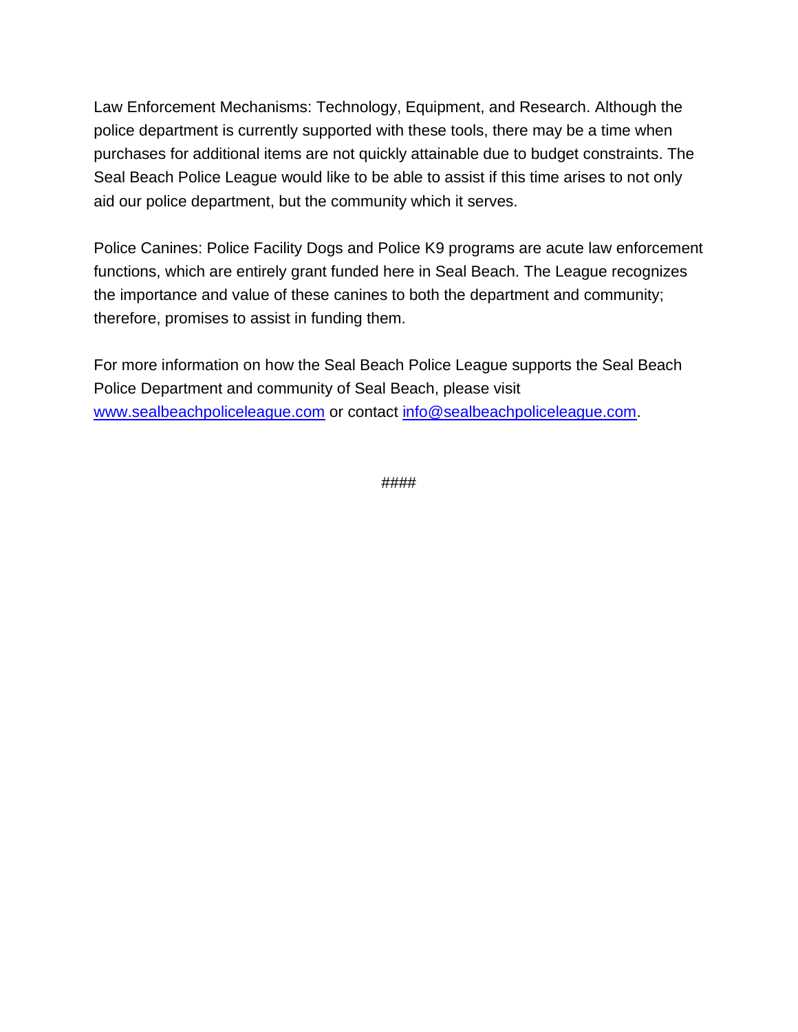Law Enforcement Mechanisms: Technology, Equipment, and Research. Although the police department is currently supported with these tools, there may be a time when purchases for additional items are not quickly attainable due to budget constraints. The Seal Beach Police League would like to be able to assist if this time arises to not only aid our police department, but the community which it serves.

Police Canines: Police Facility Dogs and Police K9 programs are acute law enforcement functions, which are entirely grant funded here in Seal Beach. The League recognizes the importance and value of these canines to both the department and community; therefore, promises to assist in funding them.

For more information on how the Seal Beach Police League supports the Seal Beach Police Department and community of Seal Beach, please visit [www.sealbeachpoliceleague.com](http://www.sealbeachpoliceleague.com) or contact [info@sealbeachpoliceleague.com](mailto:info@sealbeachpoliceleague.com).

####